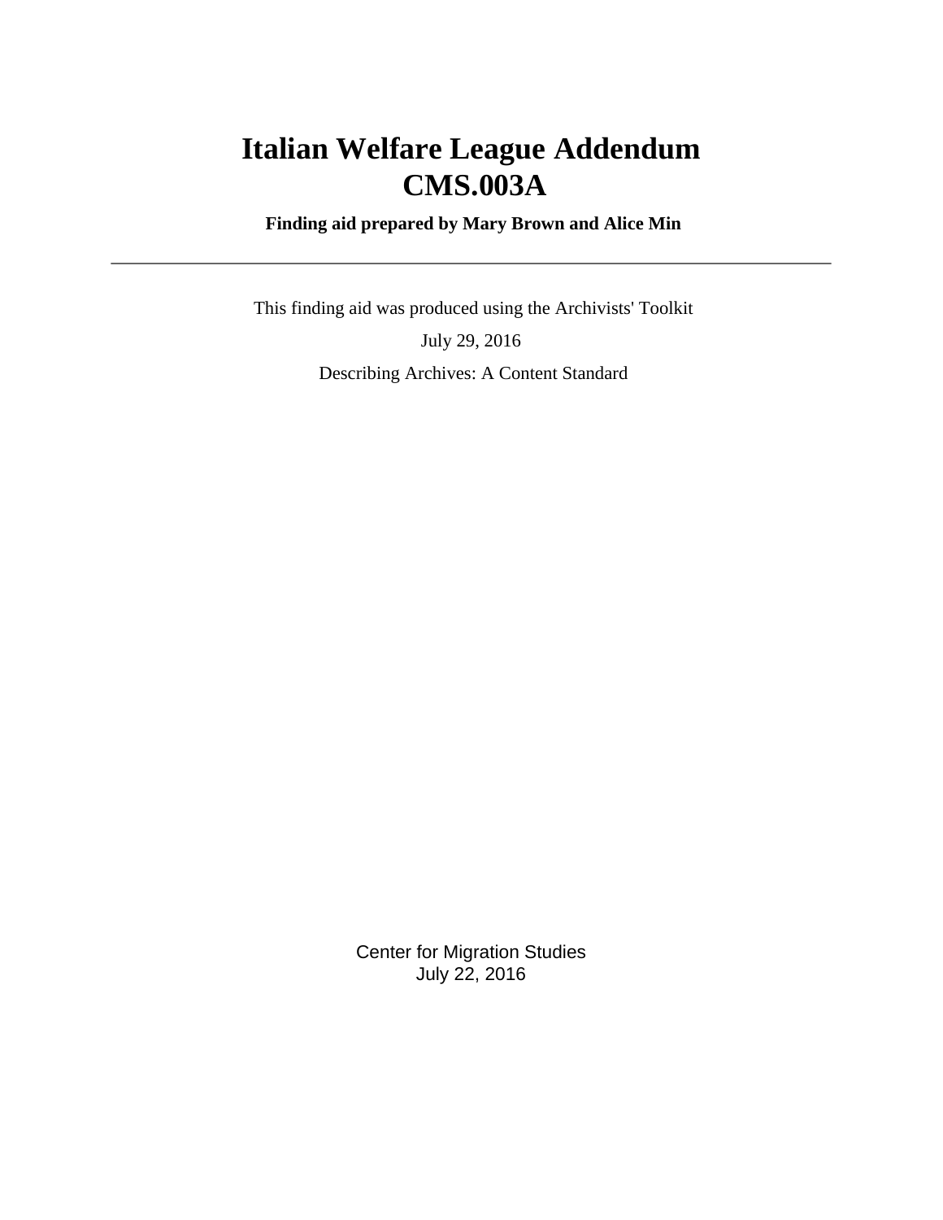# Italian Welfare League Addendum
# CMS.003A

**Finding aid prepared by Mary Brown and Alice Min**

---

This finding aid was produced using the Archivists' Toolkit

July 29, 2016

Describing Archives: A Content Standard

Center for Migration Studies
July 22, 2016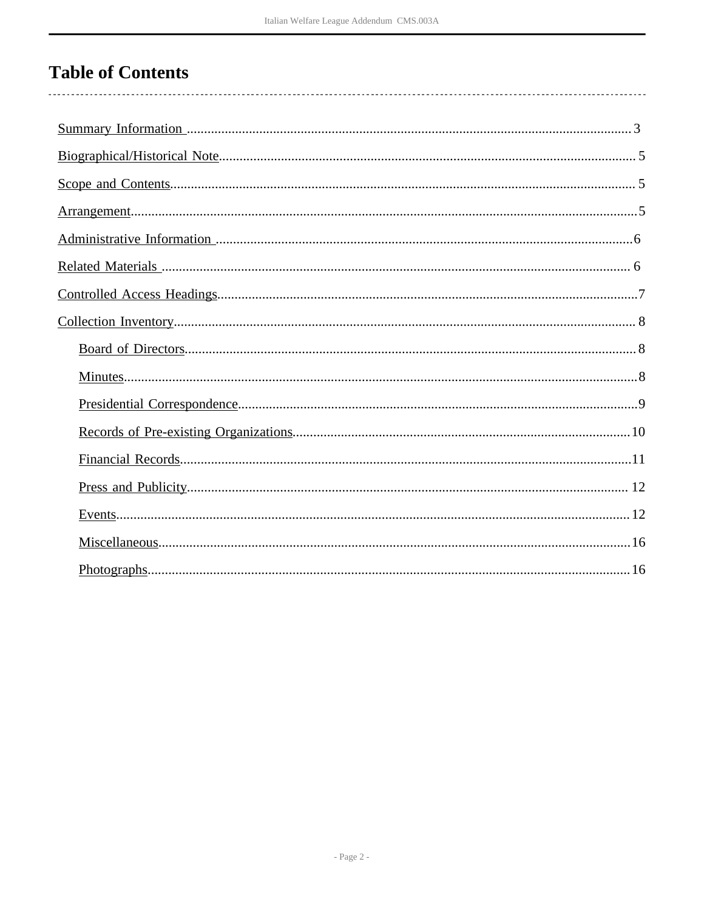# Table of Contents

- Summary Information ... 3
- Biographical/Historical Note ... 5
- Scope and Contents ... 5
- Arrangement ... 5
- Administrative Information ... 6
- Related Materials ... 6
- Controlled Access Headings ... 7
- Collection Inventory ... 8
  - Board of Directors ... 8
  - Minutes ... 8
  - Presidential Correspondence ... 9
  - Records of Pre-existing Organizations ... 10
  - Financial Records ... 11
  - Press and Publicity ... 12
  - Events ... 12
  - Miscellaneous ... 16
  - Photographs ... 16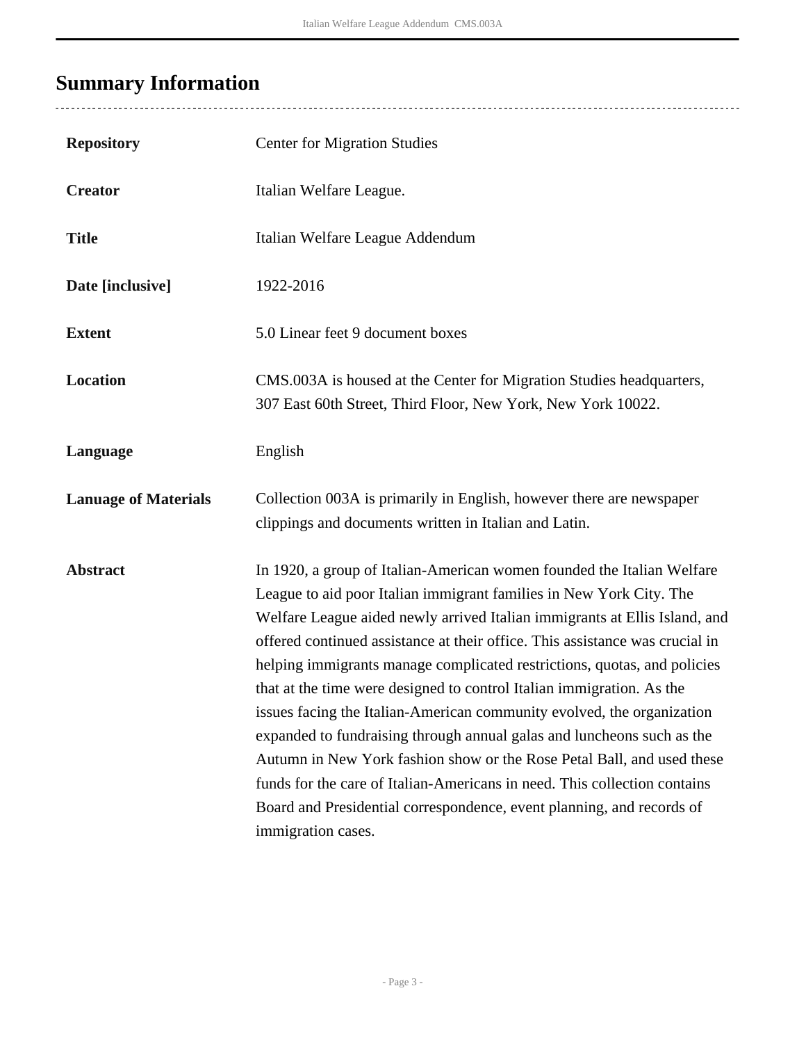## Summary Information

| | |
|---|---|
| **Repository** | Center for Migration Studies |
| **Creator** | Italian Welfare League. |
| **Title** | Italian Welfare League Addendum |
| **Date [inclusive]** | 1922-2016 |
| **Extent** | 5.0 Linear feet 9 document boxes |
| **Location** | CMS.003A is housed at the Center for Migration Studies headquarters, 307 East 60th Street, Third Floor, New York, New York 10022. |
| **Language** | English |
| **Lanuage of Materials** | Collection 003A is primarily in English, however there are newspaper clippings and documents written in Italian and Latin. |
| **Abstract** | In 1920, a group of Italian-American women founded the Italian Welfare League to aid poor Italian immigrant families in New York City. The Welfare League aided newly arrived Italian immigrants at Ellis Island, and offered continued assistance at their office. This assistance was crucial in helping immigrants manage complicated restrictions, quotas, and policies that at the time were designed to control Italian immigration. As the issues facing the Italian-American community evolved, the organization expanded to fundraising through annual galas and luncheons such as the Autumn in New York fashion show or the Rose Petal Ball, and used these funds for the care of Italian-Americans in need. This collection contains Board and Presidential correspondence, event planning, and records of immigration cases. |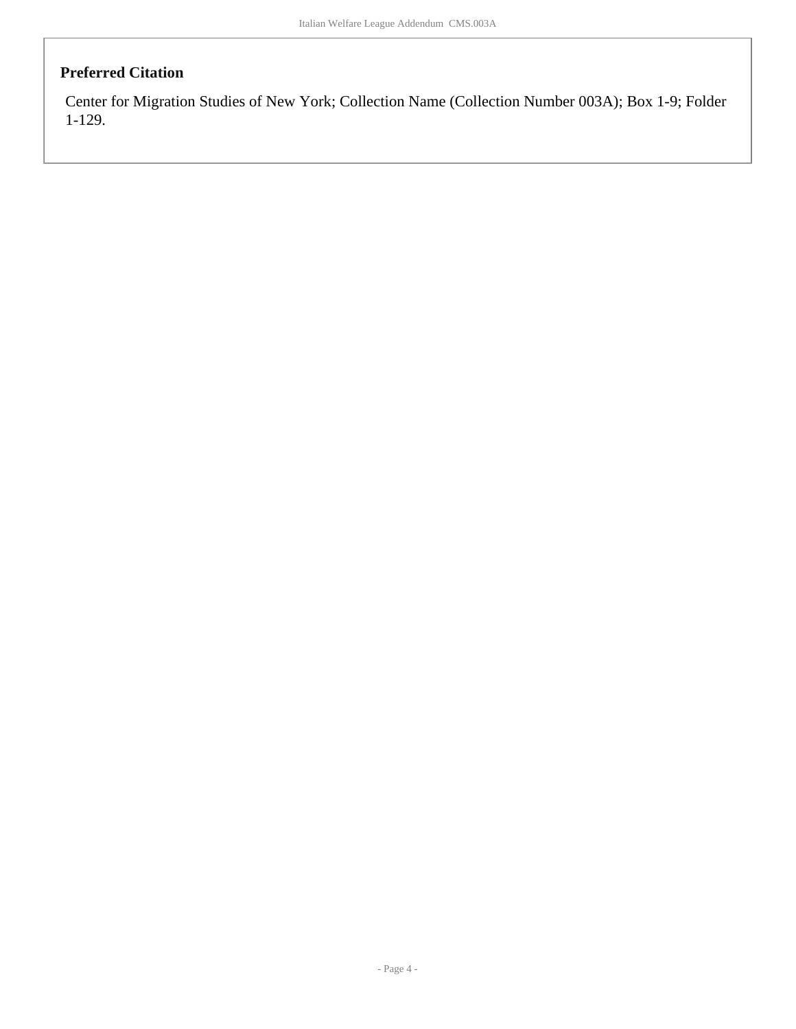## Preferred Citation

Center for Migration Studies of New York; Collection Name (Collection Number 003A); Box 1-9; Folder 1-129.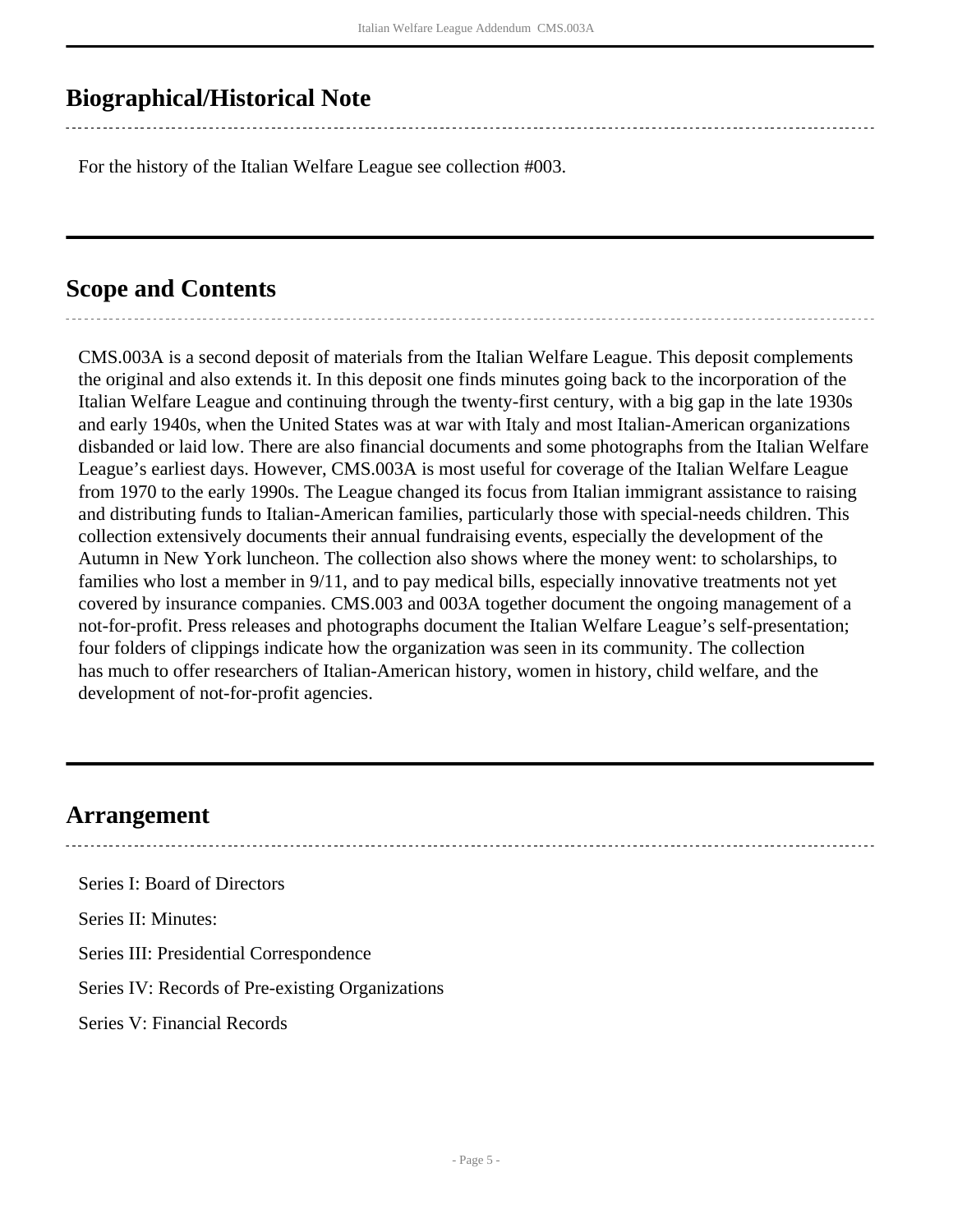## Biographical/Historical Note

For the history of the Italian Welfare League see collection #003.

## Scope and Contents

CMS.003A is a second deposit of materials from the Italian Welfare League. This deposit complements the original and also extends it. In this deposit one finds minutes going back to the incorporation of the Italian Welfare League and continuing through the twenty-first century, with a big gap in the late 1930s and early 1940s, when the United States was at war with Italy and most Italian-American organizations disbanded or laid low. There are also financial documents and some photographs from the Italian Welfare League's earliest days. However, CMS.003A is most useful for coverage of the Italian Welfare League from 1970 to the early 1990s. The League changed its focus from Italian immigrant assistance to raising and distributing funds to Italian-American families, particularly those with special-needs children. This collection extensively documents their annual fundraising events, especially the development of the Autumn in New York luncheon. The collection also shows where the money went: to scholarships, to families who lost a member in 9/11, and to pay medical bills, especially innovative treatments not yet covered by insurance companies. CMS.003 and 003A together document the ongoing management of a not-for-profit. Press releases and photographs document the Italian Welfare League's self-presentation; four folders of clippings indicate how the organization was seen in its community. The collection has much to offer researchers of Italian-American history, women in history, child welfare, and the development of not-for-profit agencies.

## Arrangement

Series I: Board of Directors

Series II: Minutes:

Series III: Presidential Correspondence

Series IV: Records of Pre-existing Organizations

Series V: Financial Records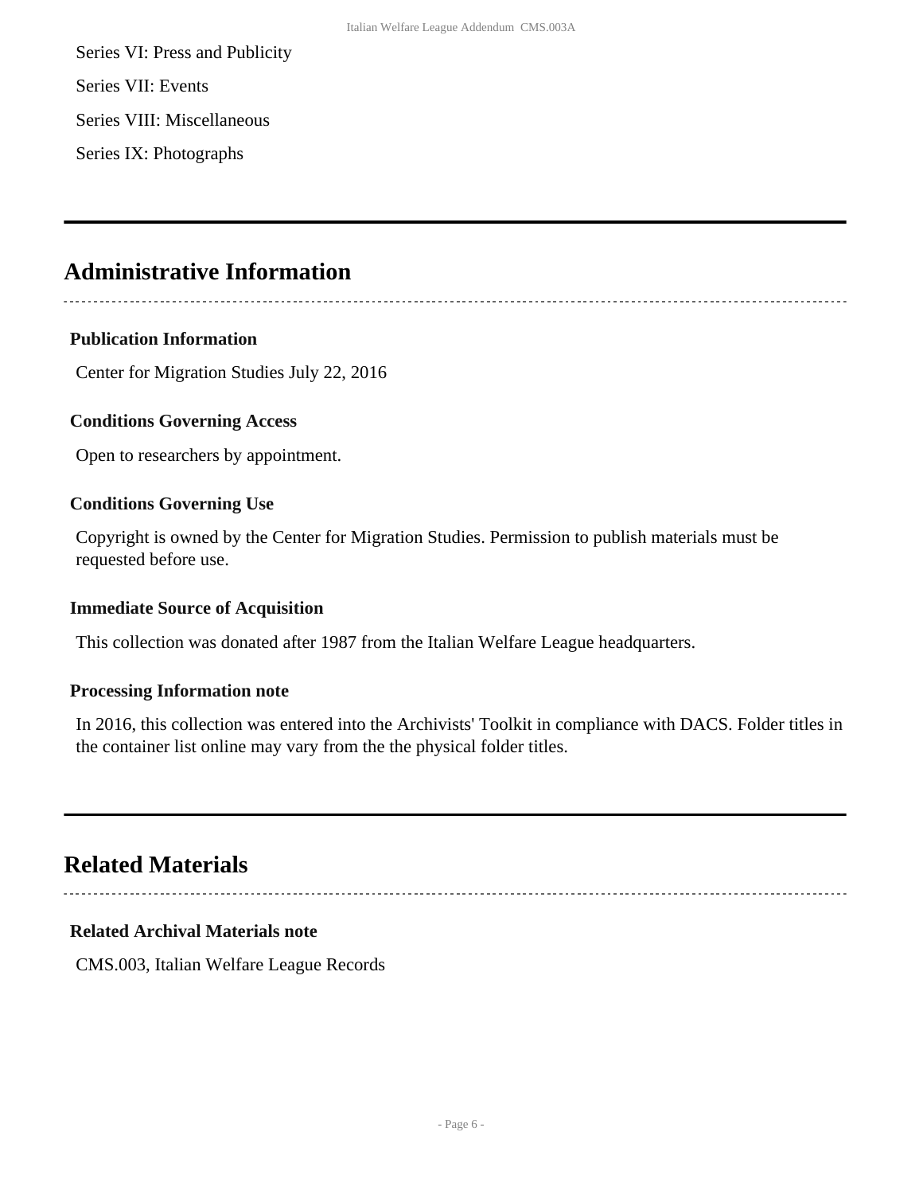Series VI: Press and Publicity

Series VII: Events

Series VIII: Miscellaneous

Series IX: Photographs

## Administrative Information

### Publication Information

Center for Migration Studies July 22, 2016

### Conditions Governing Access

Open to researchers by appointment.

### Conditions Governing Use

Copyright is owned by the Center for Migration Studies. Permission to publish materials must be requested before use.

### Immediate Source of Acquisition

This collection was donated after 1987 from the Italian Welfare League headquarters.

### Processing Information note

In 2016, this collection was entered into the Archivists' Toolkit in compliance with DACS. Folder titles in the container list online may vary from the the physical folder titles.

## Related Materials

### Related Archival Materials note

CMS.003, Italian Welfare League Records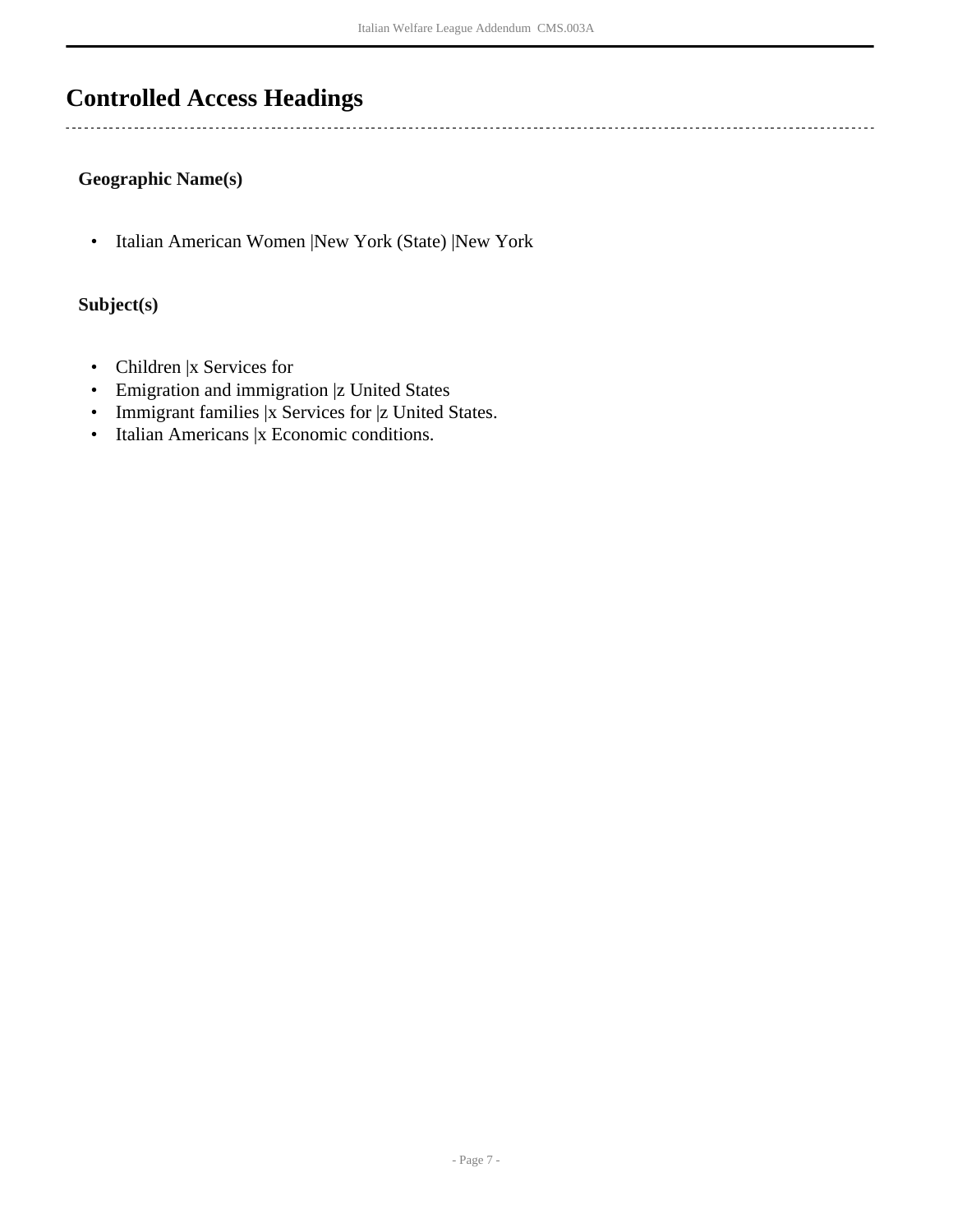# Controlled Access Headings

**Geographic Name(s)**

- Italian American Women |New York (State) |New York

**Subject(s)**

- Children |x Services for
- Emigration and immigration |z United States
- Immigrant families |x Services for |z United States.
- Italian Americans |x Economic conditions.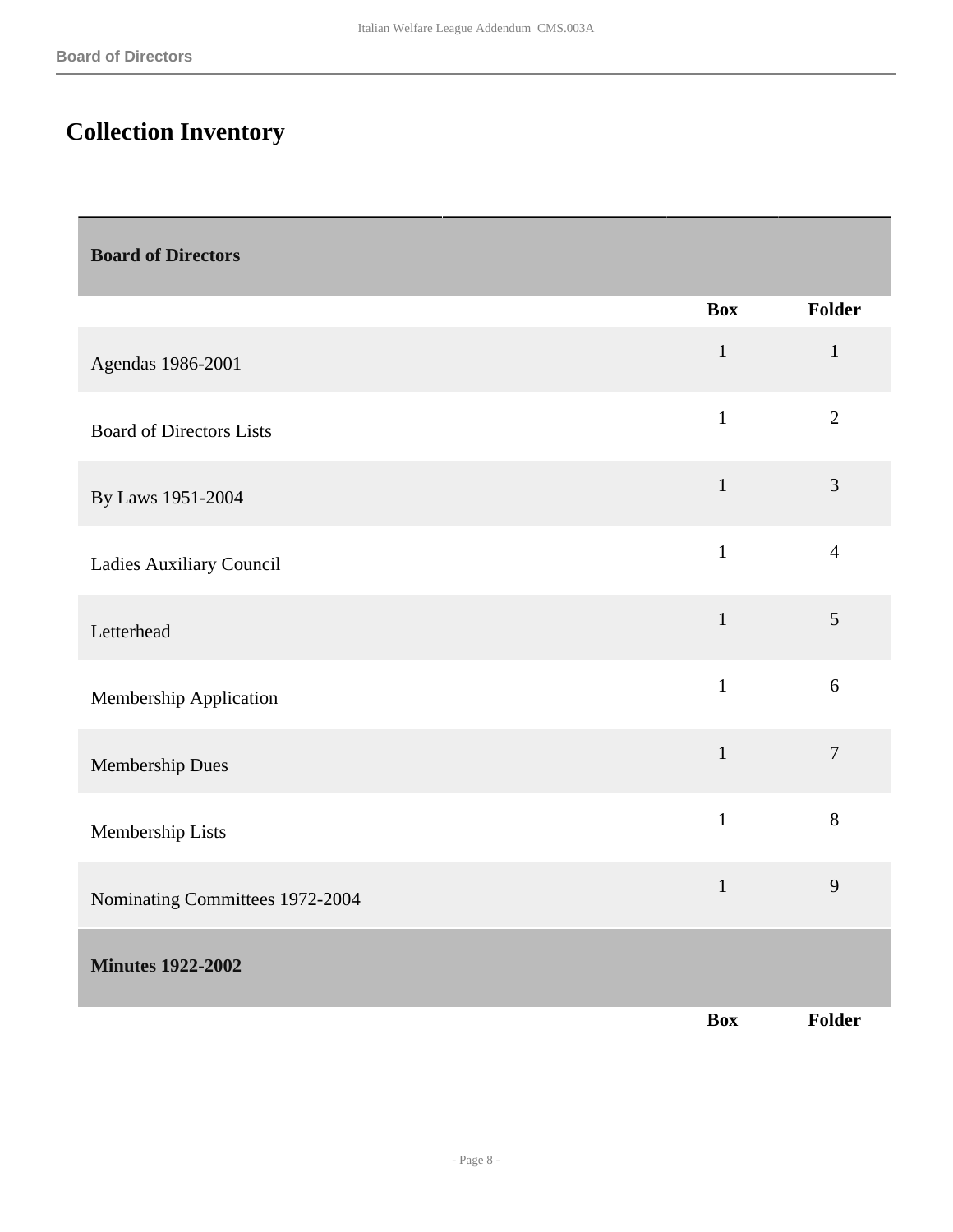# Collection Inventory

| Board of Directors | | |
|---|---|---|
| | **Box** | **Folder** |
| Agendas 1986-2001 | 1 | 1 |
| Board of Directors Lists | 1 | 2 |
| By Laws 1951-2004 | 1 | 3 |
| Ladies Auxiliary Council | 1 | 4 |
| Letterhead | 1 | 5 |
| Membership Application | 1 | 6 |
| Membership Dues | 1 | 7 |
| Membership Lists | 1 | 8 |
| Nominating Committees 1972-2004 | 1 | 9 |

| Minutes 1922-2002 | | |
|---|---|---|
| | **Box** | **Folder** |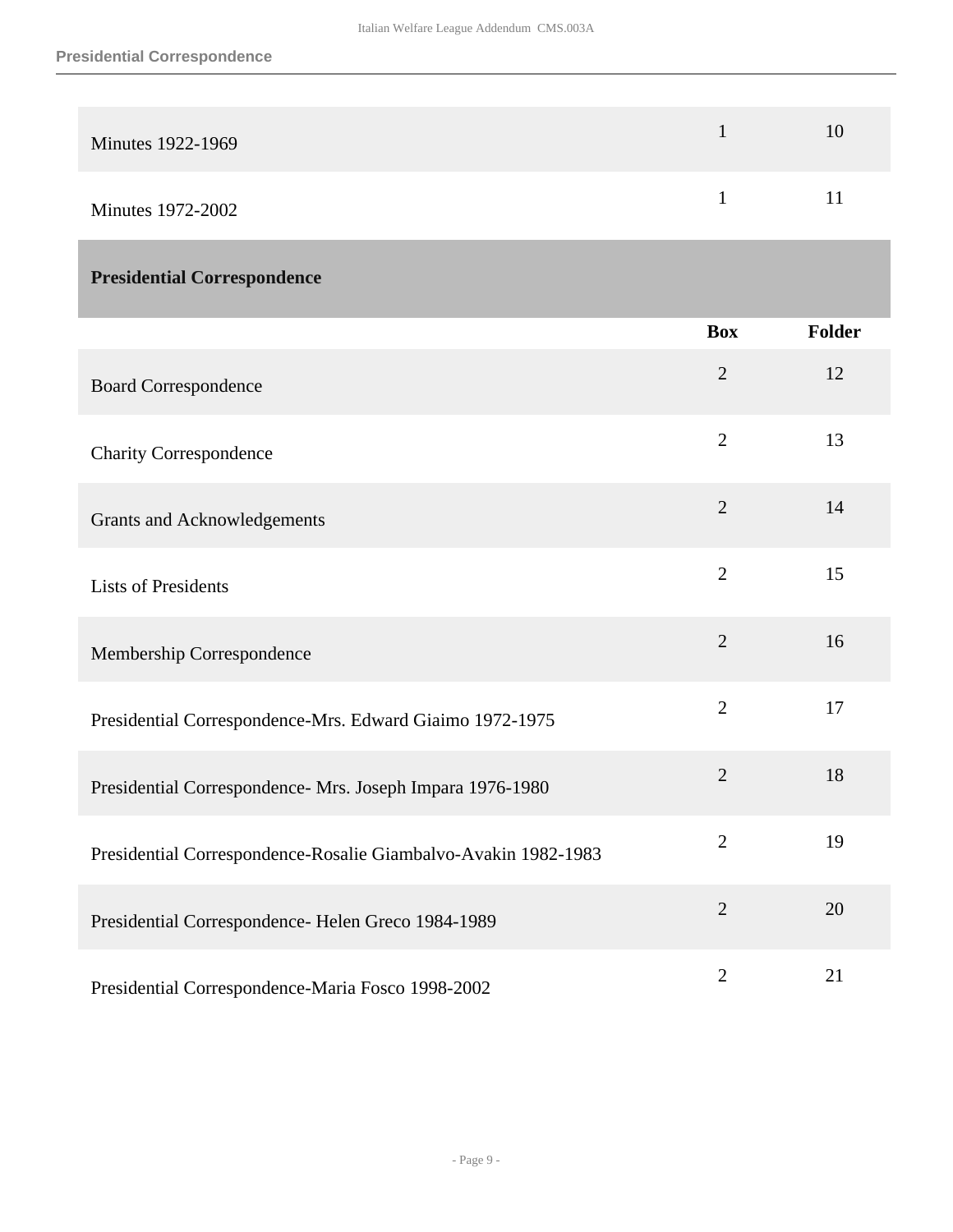| | Box | Folder |
|---|---|---|
| Minutes 1922-1969 | 1 | 10 |
| Minutes 1972-2002 | 1 | 11 |

## Presidential Correspondence

| | Box | Folder |
|---|---|---|
| Board Correspondence | 2 | 12 |
| Charity Correspondence | 2 | 13 |
| Grants and Acknowledgements | 2 | 14 |
| Lists of Presidents | 2 | 15 |
| Membership Correspondence | 2 | 16 |
| Presidential Correspondence-Mrs. Edward Giaimo 1972-1975 | 2 | 17 |
| Presidential Correspondence- Mrs. Joseph Impara 1976-1980 | 2 | 18 |
| Presidential Correspondence-Rosalie Giambalvo-Avakin 1982-1983 | 2 | 19 |
| Presidential Correspondence- Helen Greco 1984-1989 | 2 | 20 |
| Presidential Correspondence-Maria Fosco 1998-2002 | 2 | 21 |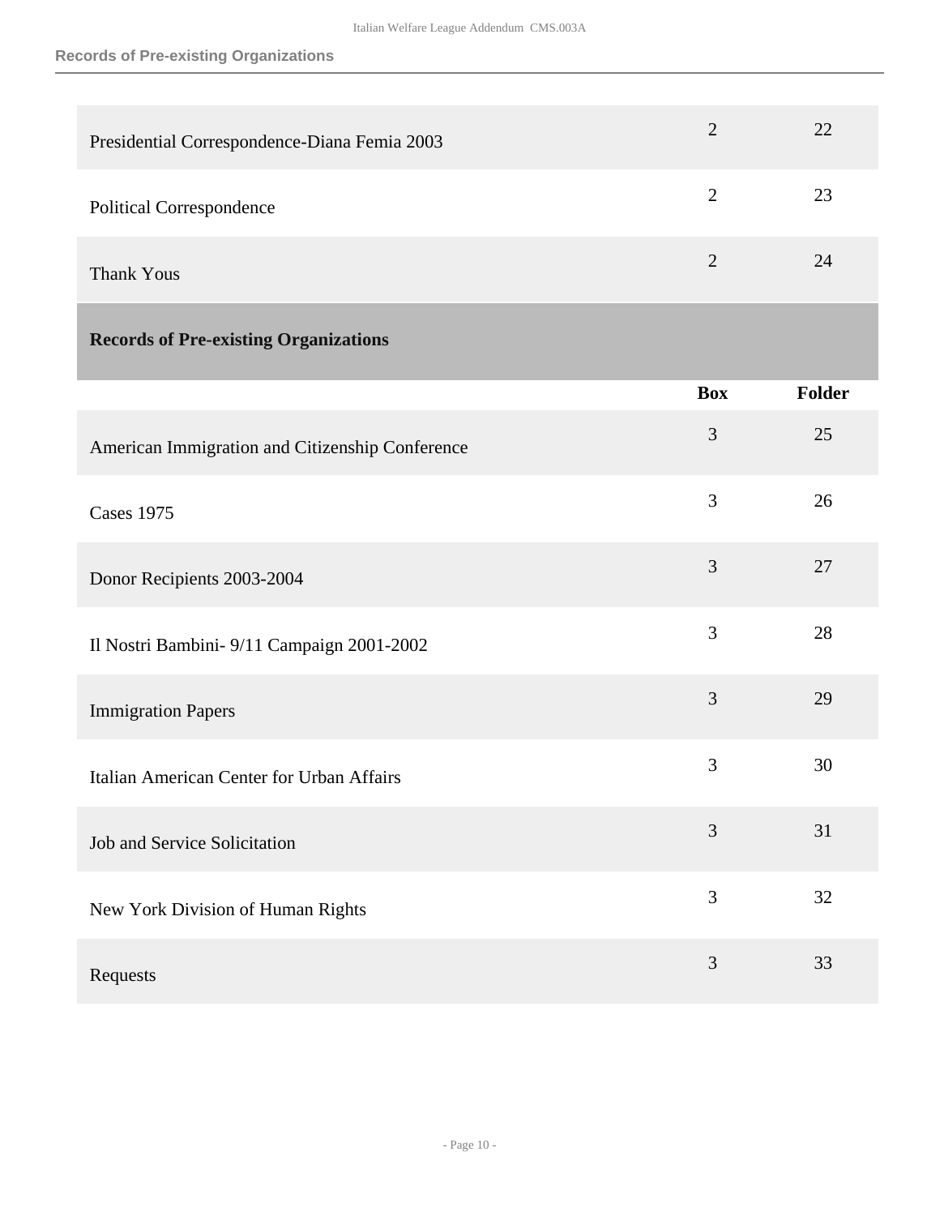| | | |
|---|---|---|
| Presidential Correspondence-Diana Femia 2003 | 2 | 22 |
| Political Correspondence | 2 | 23 |
| Thank Yous | 2 | 24 |

## Records of Pre-existing Organizations

| | Box | Folder |
|---|---|---|
| American Immigration and Citizenship Conference | 3 | 25 |
| Cases 1975 | 3 | 26 |
| Donor Recipients 2003-2004 | 3 | 27 |
| Il Nostri Bambini- 9/11 Campaign 2001-2002 | 3 | 28 |
| Immigration Papers | 3 | 29 |
| Italian American Center for Urban Affairs | 3 | 30 |
| Job and Service Solicitation | 3 | 31 |
| New York Division of Human Rights | 3 | 32 |
| Requests | 3 | 33 |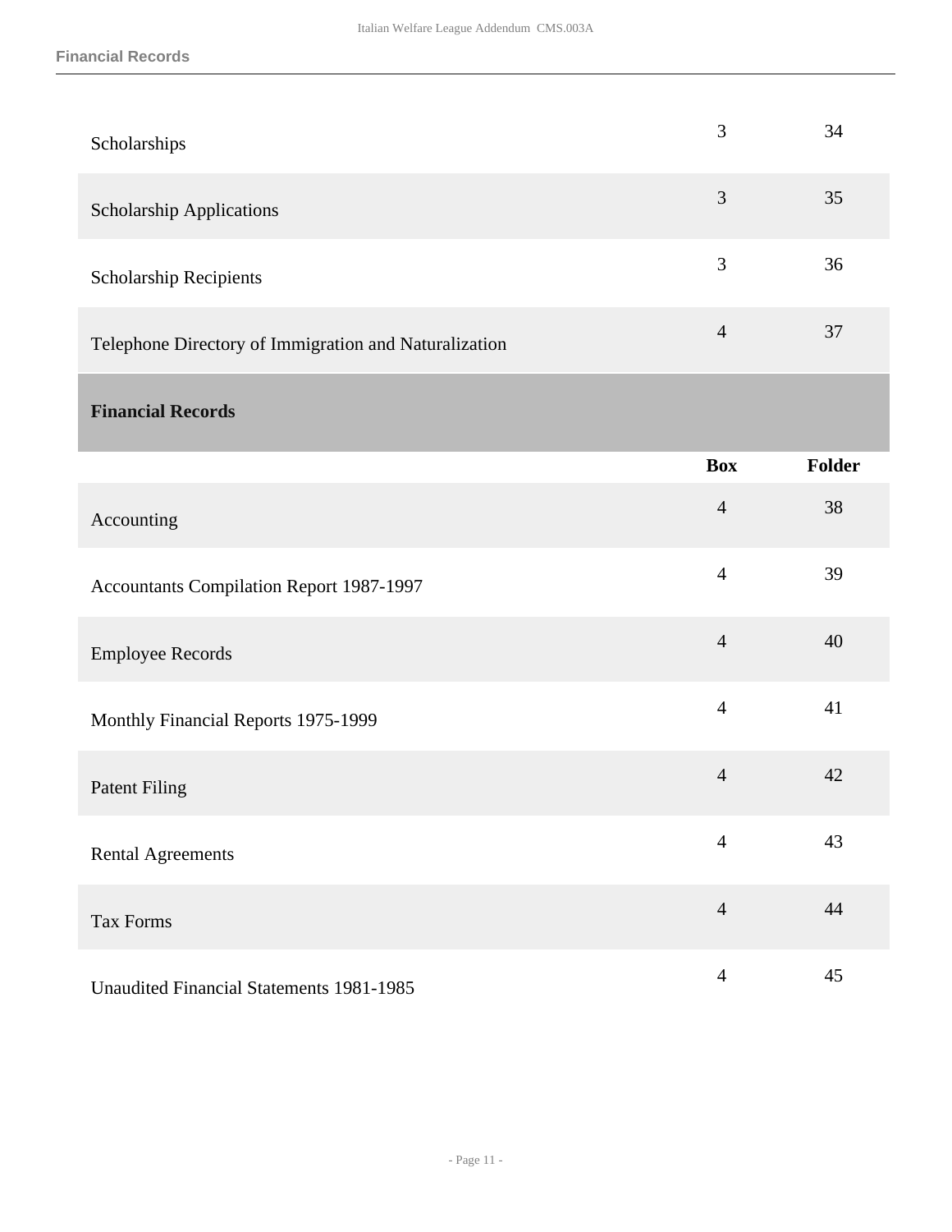| | | |
|---|---|---|
| Scholarships | 3 | 34 |
| Scholarship Applications | 3 | 35 |
| Scholarship Recipients | 3 | 36 |
| Telephone Directory of Immigration and Naturalization | 4 | 37 |

## Financial Records

| | Box | Folder |
|---|---|---|
| Accounting | 4 | 38 |
| Accountants Compilation Report 1987-1997 | 4 | 39 |
| Employee Records | 4 | 40 |
| Monthly Financial Reports 1975-1999 | 4 | 41 |
| Patent Filing | 4 | 42 |
| Rental Agreements | 4 | 43 |
| Tax Forms | 4 | 44 |
| Unaudited Financial Statements 1981-1985 | 4 | 45 |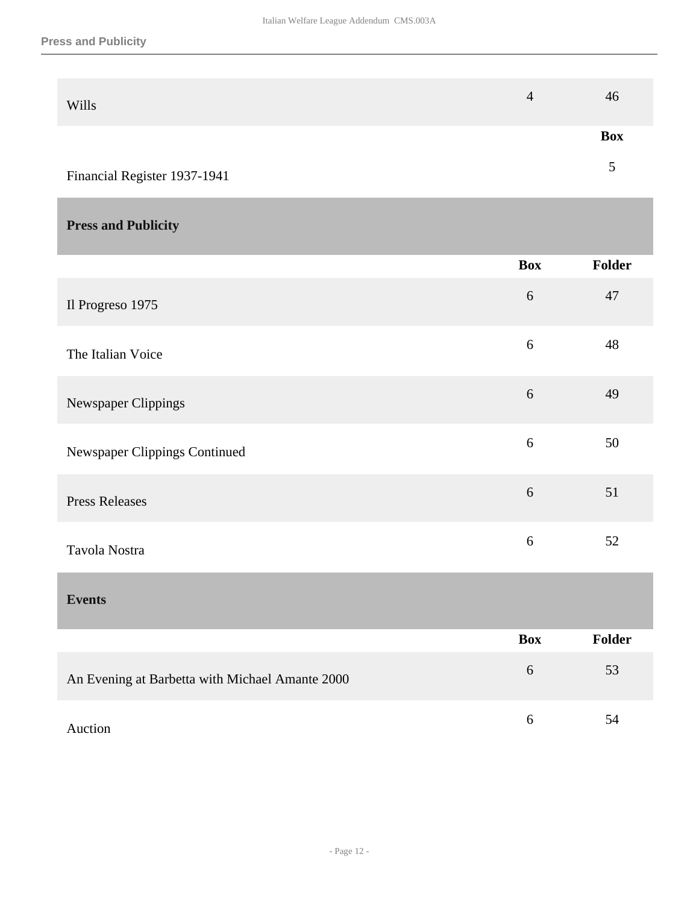| | Box | Folder |
|---|---|---|
| Wills | 4 | 46 |

| | Box |
|---|---|
| Financial Register 1937-1941 | 5 |

## Press and Publicity

| | Box | Folder |
|---|---|---|
| Il Progreso 1975 | 6 | 47 |
| The Italian Voice | 6 | 48 |
| Newspaper Clippings | 6 | 49 |
| Newspaper Clippings Continued | 6 | 50 |
| Press Releases | 6 | 51 |
| Tavola Nostra | 6 | 52 |

## Events

| | Box | Folder |
|---|---|---|
| An Evening at Barbetta with Michael Amante 2000 | 6 | 53 |
| Auction | 6 | 54 |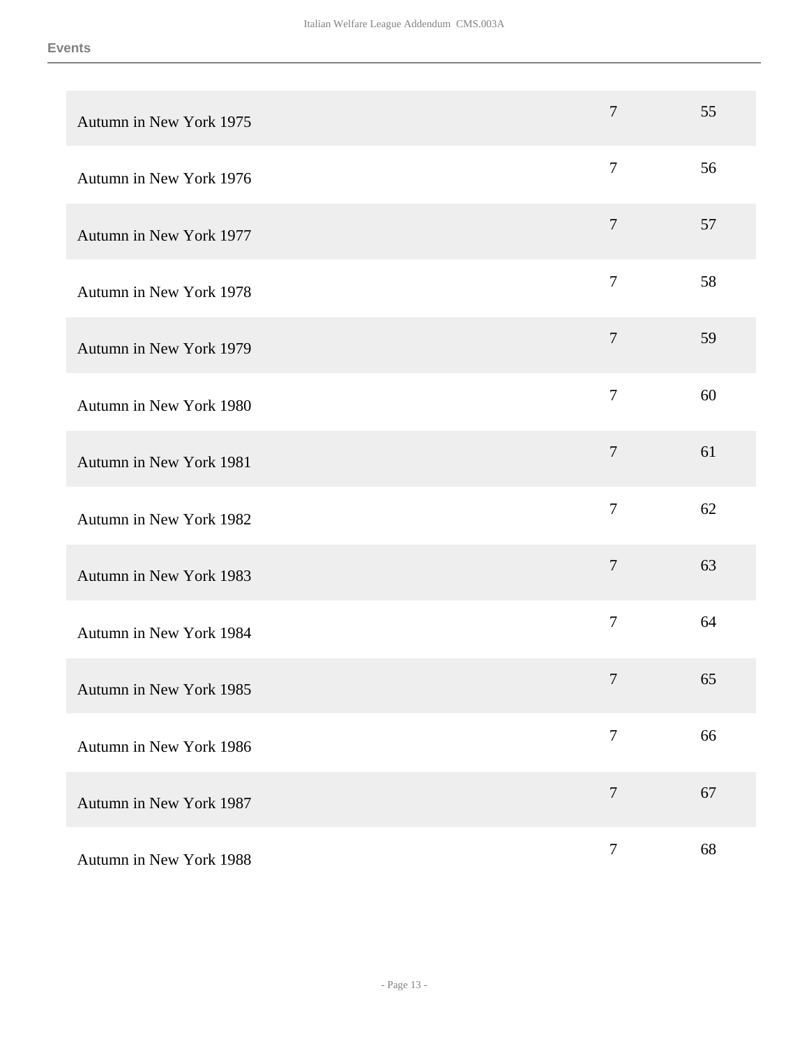**Events**

| | | |
|---|---|---|
| Autumn in New York 1975 | 7 | 55 |
| Autumn in New York 1976 | 7 | 56 |
| Autumn in New York 1977 | 7 | 57 |
| Autumn in New York 1978 | 7 | 58 |
| Autumn in New York 1979 | 7 | 59 |
| Autumn in New York 1980 | 7 | 60 |
| Autumn in New York 1981 | 7 | 61 |
| Autumn in New York 1982 | 7 | 62 |
| Autumn in New York 1983 | 7 | 63 |
| Autumn in New York 1984 | 7 | 64 |
| Autumn in New York 1985 | 7 | 65 |
| Autumn in New York 1986 | 7 | 66 |
| Autumn in New York 1987 | 7 | 67 |
| Autumn in New York 1988 | 7 | 68 |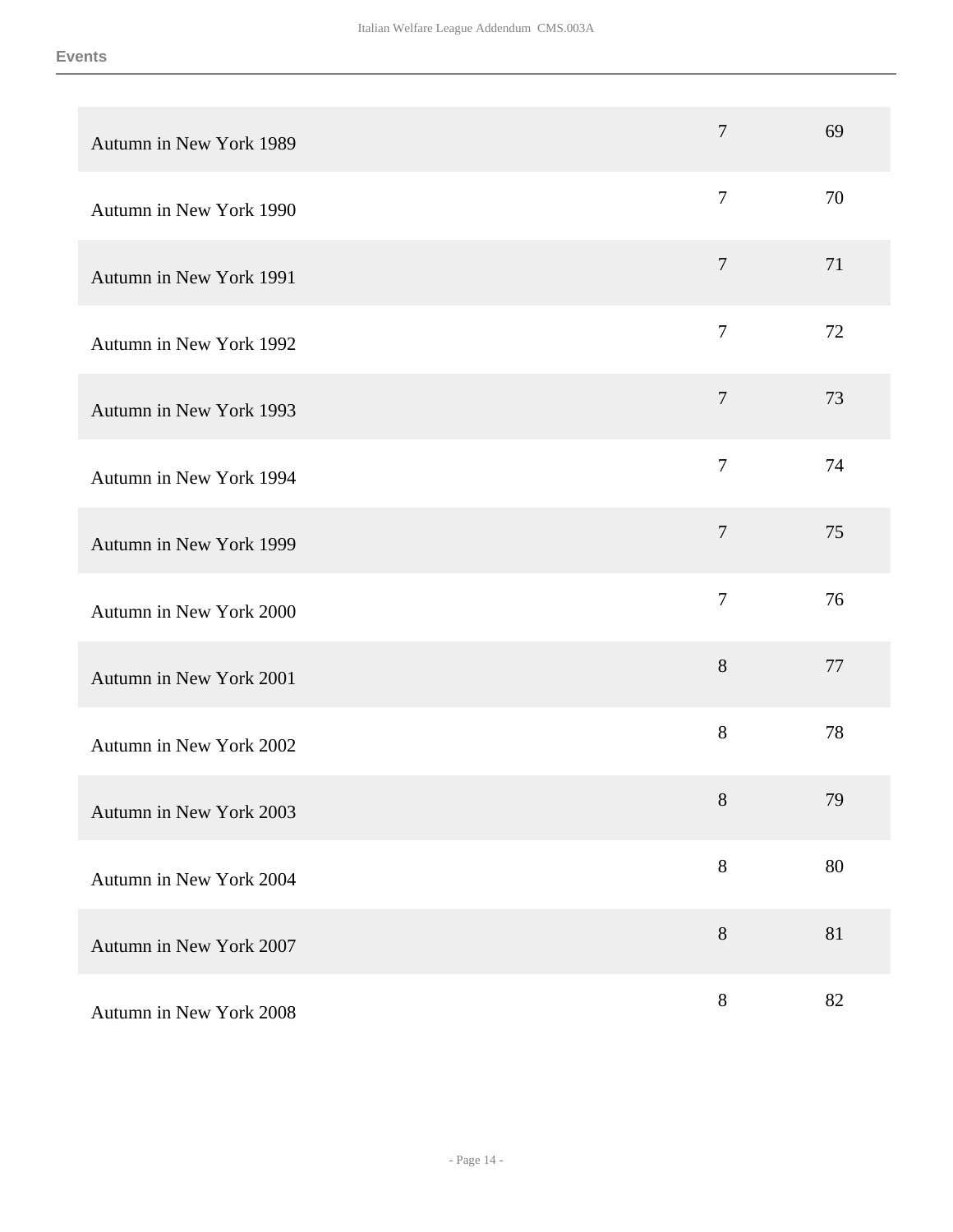**Events**

| | | |
|---|---|---|
| Autumn in New York 1989 | 7 | 69 |
| Autumn in New York 1990 | 7 | 70 |
| Autumn in New York 1991 | 7 | 71 |
| Autumn in New York 1992 | 7 | 72 |
| Autumn in New York 1993 | 7 | 73 |
| Autumn in New York 1994 | 7 | 74 |
| Autumn in New York 1999 | 7 | 75 |
| Autumn in New York 2000 | 7 | 76 |
| Autumn in New York 2001 | 8 | 77 |
| Autumn in New York 2002 | 8 | 78 |
| Autumn in New York 2003 | 8 | 79 |
| Autumn in New York 2004 | 8 | 80 |
| Autumn in New York 2007 | 8 | 81 |
| Autumn in New York 2008 | 8 | 82 |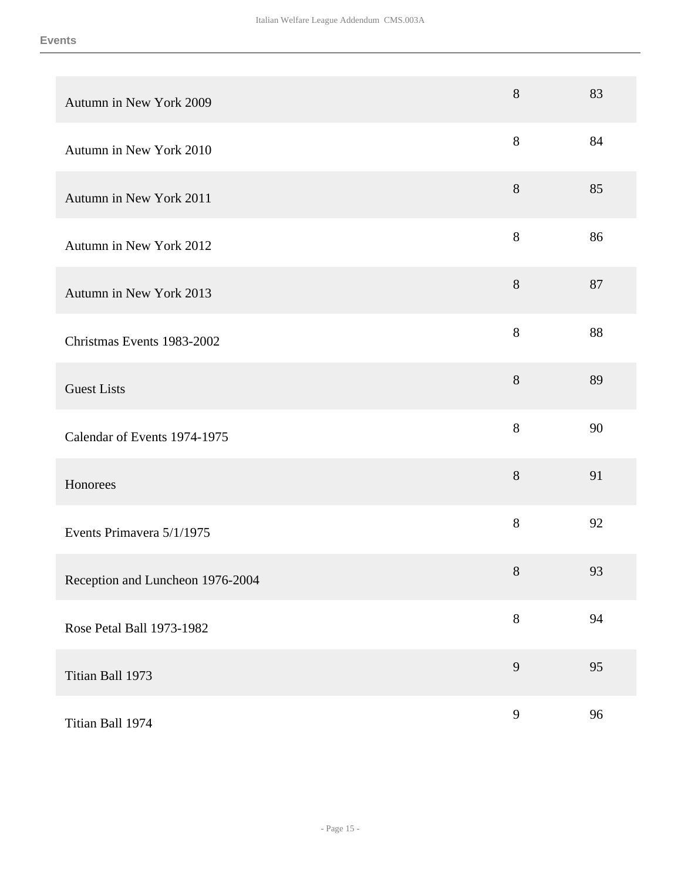**Events**

| | | |
|---|---|---|
| Autumn in New York 2009 | 8 | 83 |
| Autumn in New York 2010 | 8 | 84 |
| Autumn in New York 2011 | 8 | 85 |
| Autumn in New York 2012 | 8 | 86 |
| Autumn in New York 2013 | 8 | 87 |
| Christmas Events 1983-2002 | 8 | 88 |
| Guest Lists | 8 | 89 |
| Calendar of Events 1974-1975 | 8 | 90 |
| Honorees | 8 | 91 |
| Events Primavera 5/1/1975 | 8 | 92 |
| Reception and Luncheon 1976-2004 | 8 | 93 |
| Rose Petal Ball 1973-1982 | 8 | 94 |
| Titian Ball 1973 | 9 | 95 |
| Titian Ball 1974 | 9 | 96 |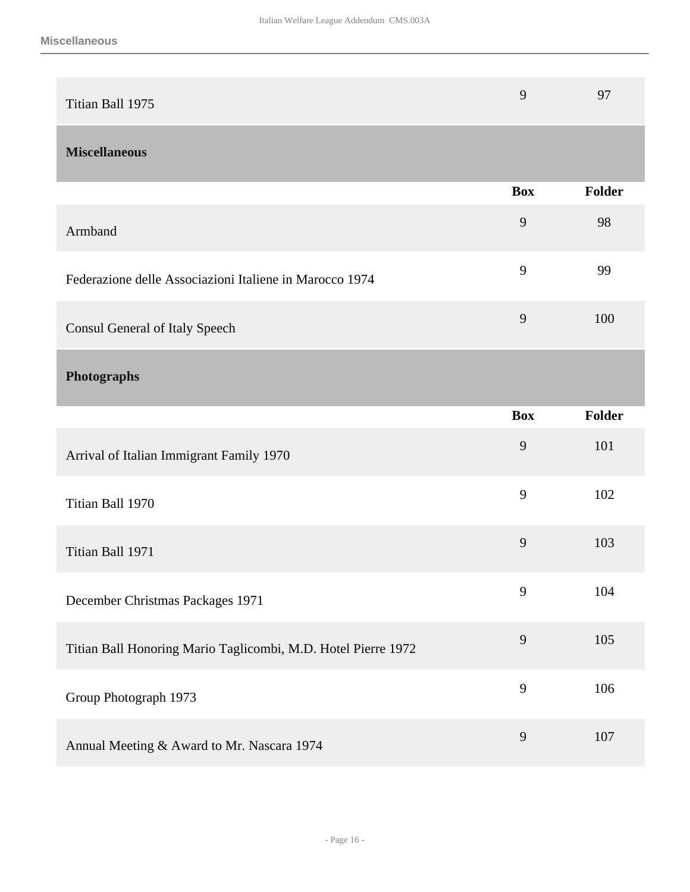| | Box | Folder |
|---|---|---|
| Titian Ball 1975 | 9 | 97 |

## Miscellaneous

| | Box | Folder |
|---|---|---|
| Armband | 9 | 98 |
| Federazione delle Associazioni Italiene in Marocco 1974 | 9 | 99 |
| Consul General of Italy Speech | 9 | 100 |

## Photographs

| | Box | Folder |
|---|---|---|
| Arrival of Italian Immigrant Family 1970 | 9 | 101 |
| Titian Ball 1970 | 9 | 102 |
| Titian Ball 1971 | 9 | 103 |
| December Christmas Packages 1971 | 9 | 104 |
| Titian Ball Honoring Mario Taglicombi, M.D. Hotel Pierre 1972 | 9 | 105 |
| Group Photograph 1973 | 9 | 106 |
| Annual Meeting & Award to Mr. Nascara 1974 | 9 | 107 |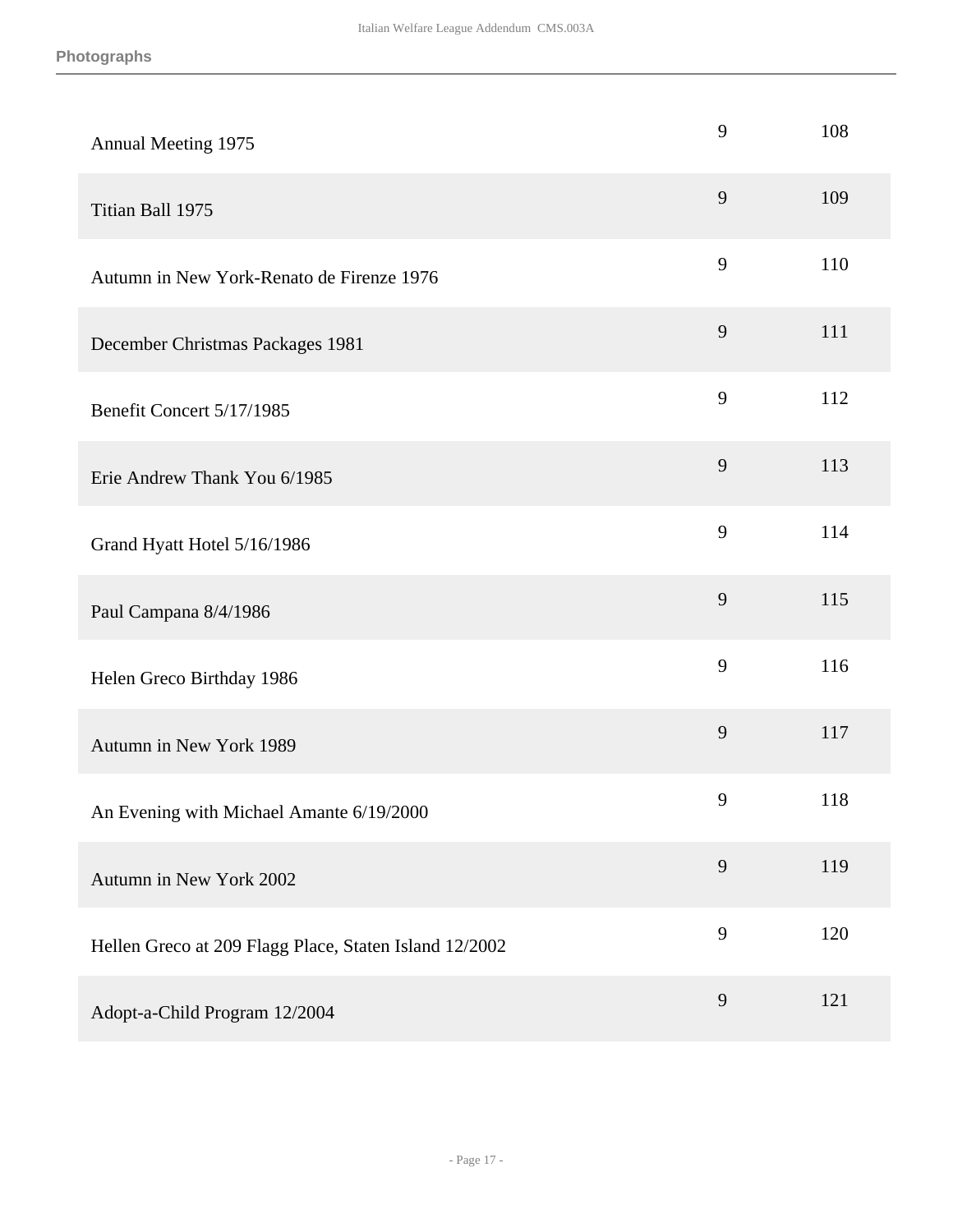**Photographs**

| | | |
|---|---|---|
| Annual Meeting 1975 | 9 | 108 |
| Titian Ball 1975 | 9 | 109 |
| Autumn in New York-Renato de Firenze 1976 | 9 | 110 |
| December Christmas Packages 1981 | 9 | 111 |
| Benefit Concert 5/17/1985 | 9 | 112 |
| Erie Andrew Thank You 6/1985 | 9 | 113 |
| Grand Hyatt Hotel 5/16/1986 | 9 | 114 |
| Paul Campana 8/4/1986 | 9 | 115 |
| Helen Greco Birthday 1986 | 9 | 116 |
| Autumn in New York 1989 | 9 | 117 |
| An Evening with Michael Amante 6/19/2000 | 9 | 118 |
| Autumn in New York 2002 | 9 | 119 |
| Hellen Greco at 209 Flagg Place, Staten Island 12/2002 | 9 | 120 |
| Adopt-a-Child Program 12/2004 | 9 | 121 |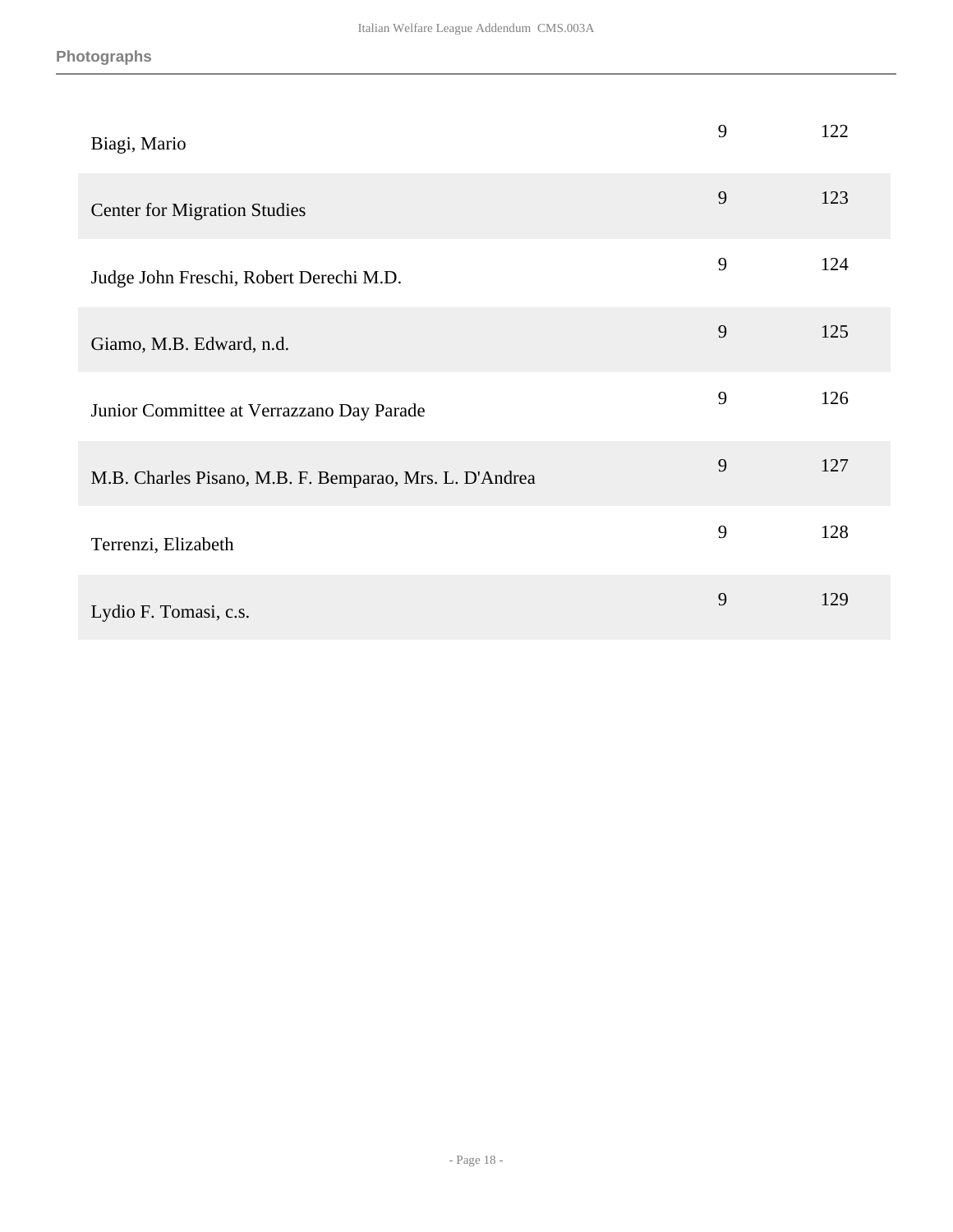**Photographs**

| | | |
|---|---|---|
| Biagi, Mario | 9 | 122 |
| Center for Migration Studies | 9 | 123 |
| Judge John Freschi, Robert Derechi M.D. | 9 | 124 |
| Giamo, M.B. Edward, n.d. | 9 | 125 |
| Junior Committee at Verrazzano Day Parade | 9 | 126 |
| M.B. Charles Pisano, M.B. F. Bemparao, Mrs. L. D'Andrea | 9 | 127 |
| Terrenzi, Elizabeth | 9 | 128 |
| Lydio F. Tomasi, c.s. | 9 | 129 |